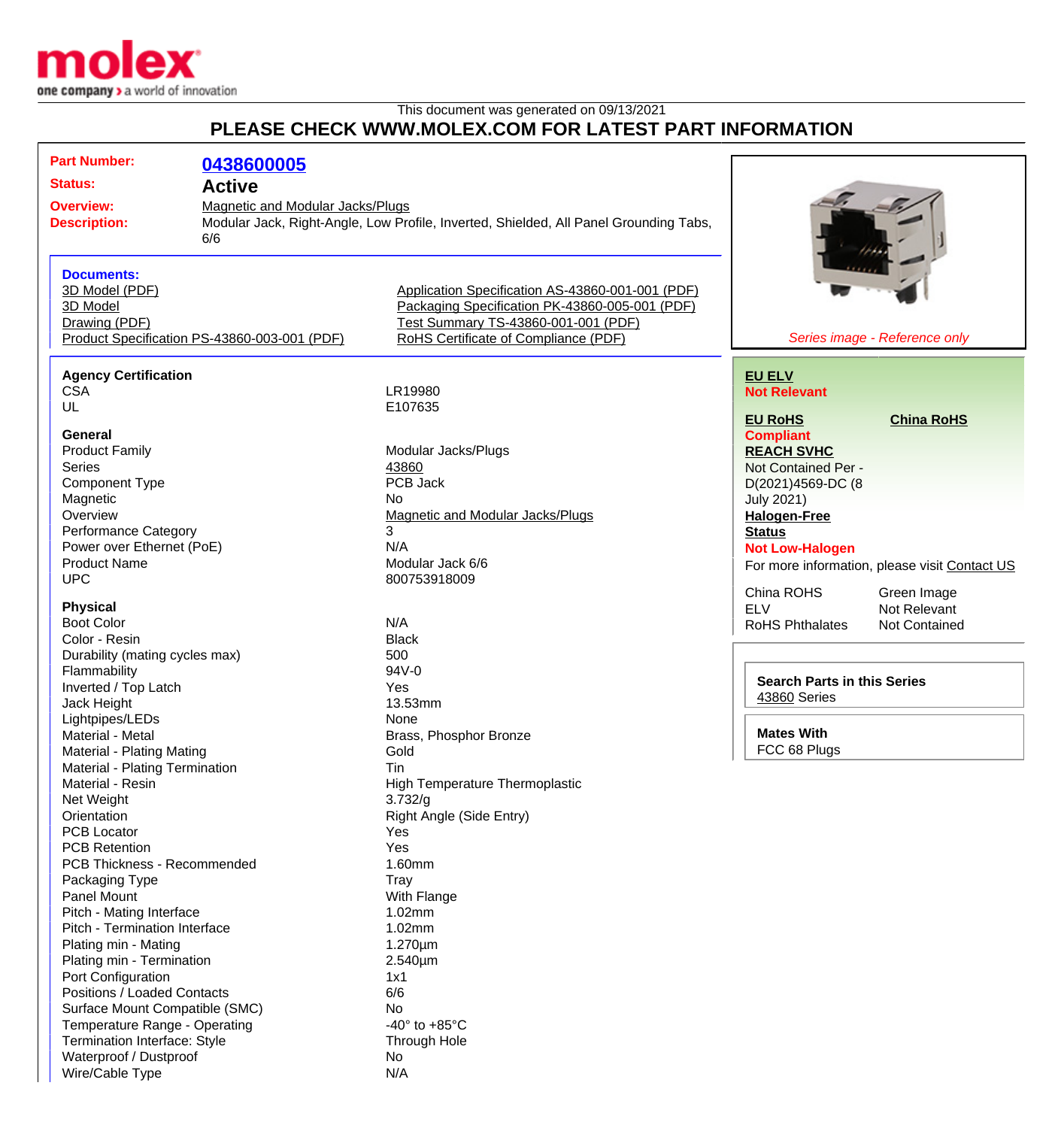This document was generated on 09/13/2021

## PLEASE CHECK WWW.MOLEX.COM FOR LATEST PART INFORMATION

| | |
|---|---|
| **Part Number:** | **0438600005** |
| **Status:** | **Active** |
| **Overview:** | Magnetic and Modular Jacks/Plugs |
| **Description:** | Modular Jack, Right-Angle, Low Profile, Inverted, Shielded, All Panel Grounding Tabs, 6/6 |

**Documents:**

- 3D Model (PDF)
- 3D Model
- Drawing (PDF)
- Product Specification PS-43860-003-001 (PDF)
- Application Specification AS-43860-001-001 (PDF)
- Packaging Specification PK-43860-005-001 (PDF)
- Test Summary TS-43860-001-001 (PDF)
- RoHS Certificate of Compliance (PDF)

*Series image - Reference only*

**EU ELV**
**Not Relevant**

**EU RoHS**
**Compliant**

**China RoHS**

**REACH SVHC**
Not Contained Per - D(2021)4569-DC (8 July 2021)

**Halogen-Free Status**
**Not Low-Halogen**

For more information, please visit Contact US

| | |
|---|---|
| China ROHS | Green Image |
| ELV | Not Relevant |
| RoHS Phthalates | Not Contained |

**Search Parts in this Series**
43860 Series

**Mates With**
FCC 68 Plugs

### Agency Certification

| | |
|---|---|
| CSA | LR19980 |
| UL | E107635 |

### General

| | |
|---|---|
| Product Family | Modular Jacks/Plugs |
| Series | 43860 |
| Component Type | PCB Jack |
| Magnetic | No |
| Overview | Magnetic and Modular Jacks/Plugs |
| Performance Category | 3 |
| Power over Ethernet (PoE) | N/A |
| Product Name | Modular Jack 6/6 |
| UPC | 800753918009 |

### Physical

| | |
|---|---|
| Boot Color | N/A |
| Color - Resin | Black |
| Durability (mating cycles max) | 500 |
| Flammability | 94V-0 |
| Inverted / Top Latch | Yes |
| Jack Height | 13.53mm |
| Lightpipes/LEDs | None |
| Material - Metal | Brass, Phosphor Bronze |
| Material - Plating Mating | Gold |
| Material - Plating Termination | Tin |
| Material - Resin | High Temperature Thermoplastic |
| Net Weight | 3.732/g |
| Orientation | Right Angle (Side Entry) |
| PCB Locator | Yes |
| PCB Retention | Yes |
| PCB Thickness - Recommended | 1.60mm |
| Packaging Type | Tray |
| Panel Mount | With Flange |
| Pitch - Mating Interface | 1.02mm |
| Pitch - Termination Interface | 1.02mm |
| Plating min - Mating | 1.270µm |
| Plating min - Termination | 2.540µm |
| Port Configuration | 1x1 |
| Positions / Loaded Contacts | 6/6 |
| Surface Mount Compatible (SMC) | No |
| Temperature Range - Operating | -40° to +85°C |
| Termination Interface: Style | Through Hole |
| Waterproof / Dustproof | No |
| Wire/Cable Type | N/A |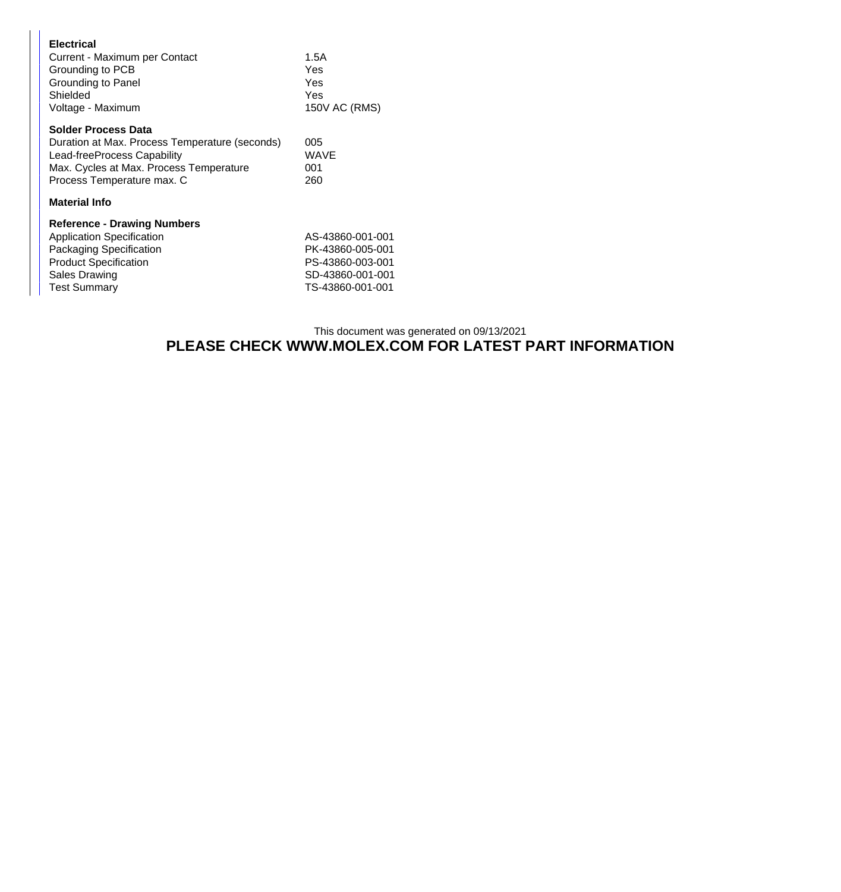**Electrical**

| | |
|---|---|
| Current - Maximum per Contact | 1.5A |
| Grounding to PCB | Yes |
| Grounding to Panel | Yes |
| Shielded | Yes |
| Voltage - Maximum | 150V AC (RMS) |

**Solder Process Data**

| | |
|---|---|
| Duration at Max. Process Temperature (seconds) | 005 |
| Lead-freeProcess Capability | WAVE |
| Max. Cycles at Max. Process Temperature | 001 |
| Process Temperature max. C | 260 |

**Material Info**

**Reference - Drawing Numbers**

| | |
|---|---|
| Application Specification | AS-43860-001-001 |
| Packaging Specification | PK-43860-005-001 |
| Product Specification | PS-43860-003-001 |
| Sales Drawing | SD-43860-001-001 |
| Test Summary | TS-43860-001-001 |

This document was generated on 09/13/2021

**PLEASE CHECK WWW.MOLEX.COM FOR LATEST PART INFORMATION**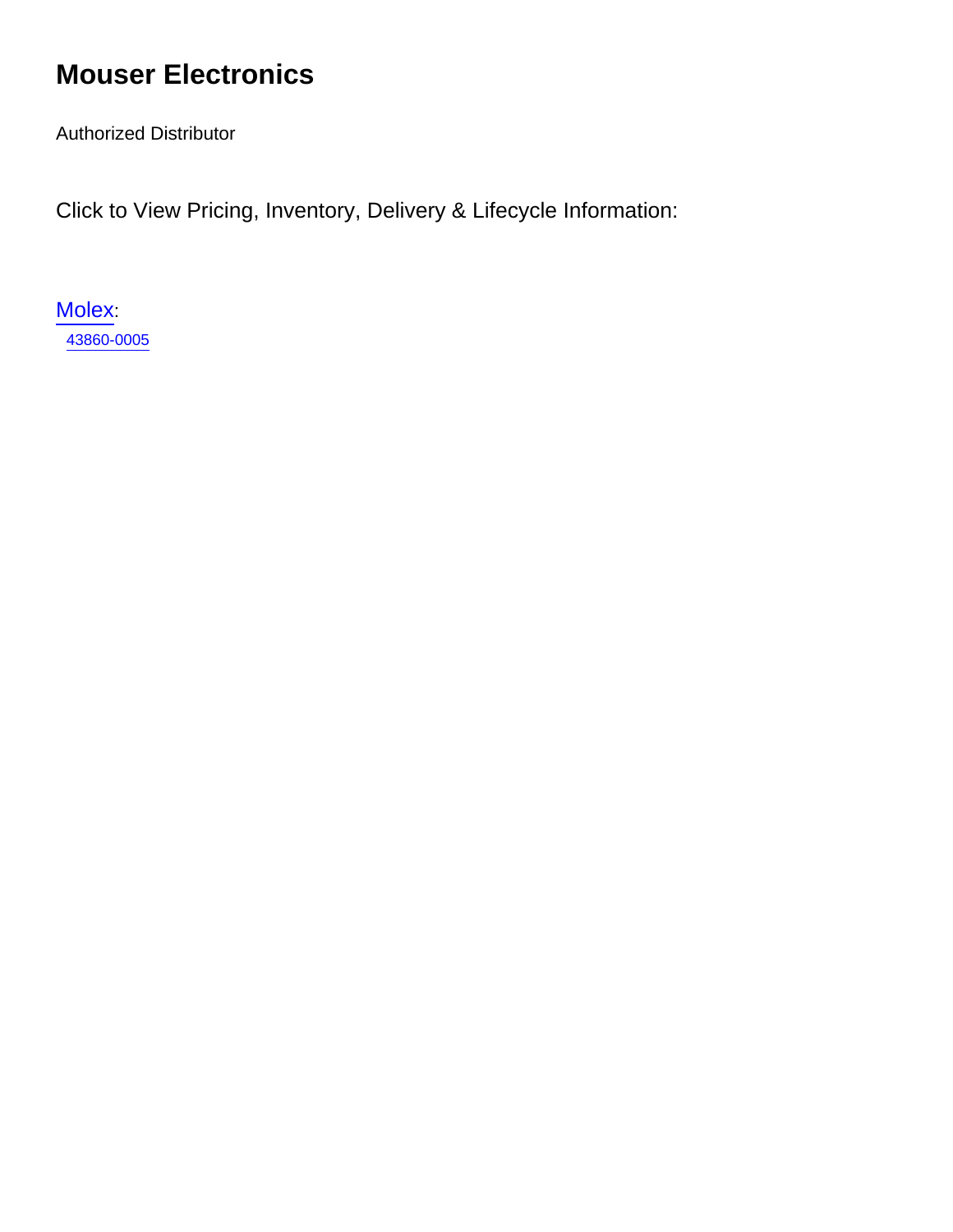# Mouser Electronics

Authorized Distributor

Click to View Pricing, Inventory, Delivery & Lifecycle Information:

Molex:

43860-0005